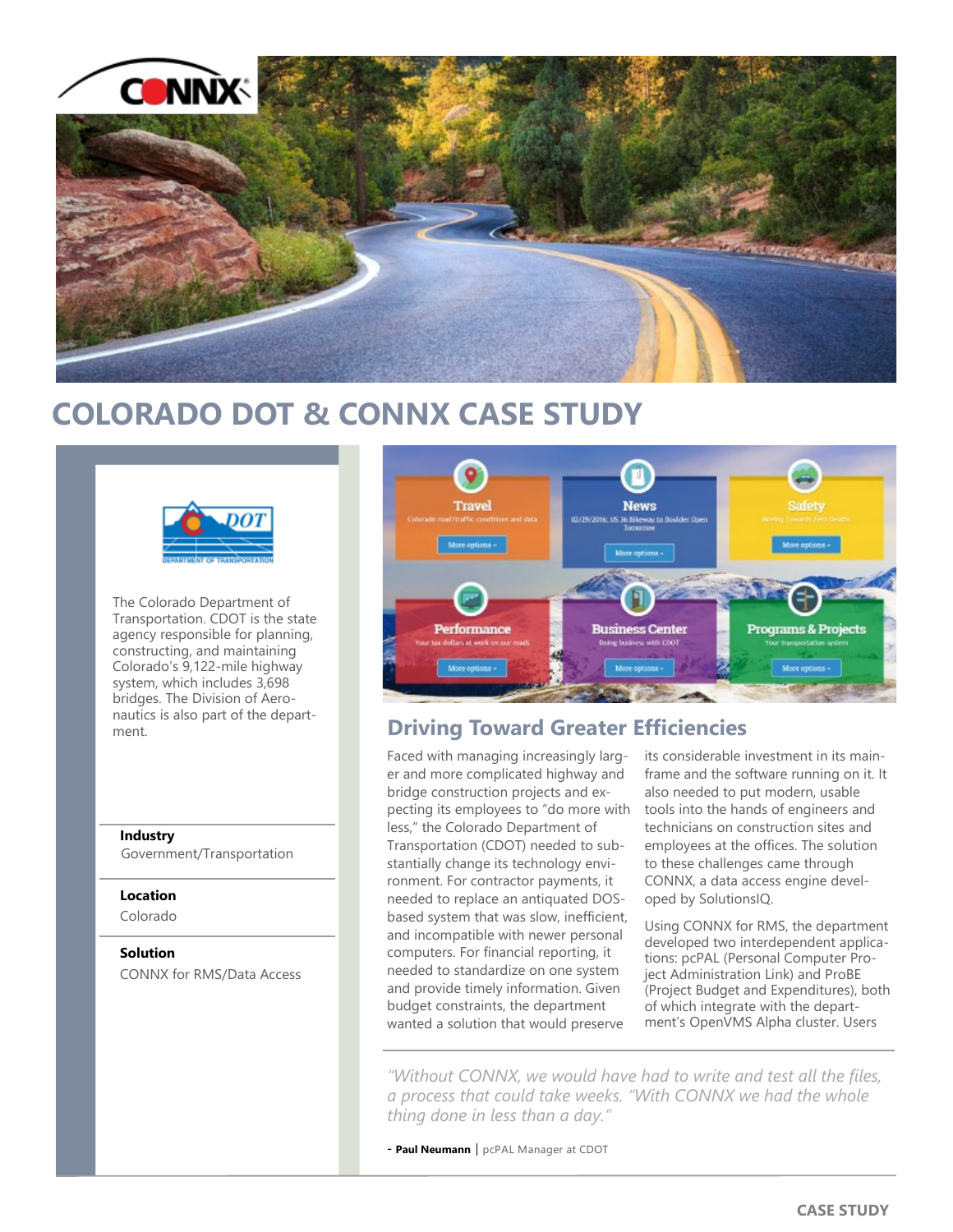# COLORADO DOT & CONNX CASE STUDY

The Colorado Department of Transportation. CDOT is the state agency responsible for planning, constructing, and maintaining Colorado's 9,122-mile highway system, which includes 3,698 bridges. The Division of Aeronautics is also part of the department.

**Industry**
Government/Transportation

**Location**
Colorado

**Solution**
CONNX for RMS/Data Access

## Driving Toward Greater Efficiencies

Faced with managing increasingly larger and more complicated highway and bridge construction projects and expecting its employees to "do more with less," the Colorado Department of Transportation (CDOT) needed to substantially change its technology environment. For contractor payments, it needed to replace an antiquated DOS-based system that was slow, inefficient, and incompatible with newer personal computers. For financial reporting, it needed to standardize on one system and provide timely information. Given budget constraints, the department wanted a solution that would preserve its considerable investment in its mainframe and the software running on it. It also needed to put modern, usable tools into the hands of engineers and technicians on construction sites and employees at the offices. The solution to these challenges came through CONNX, a data access engine developed by SolutionsIQ.

Using CONNX for RMS, the department developed two interdependent applications: pcPAL (Personal Computer Project Administration Link) and ProBE (Project Budget and Expenditures), both of which integrate with the department's OpenVMS Alpha cluster. Users

*"Without CONNX, we would have had to write and test all the files, a process that could take weeks. "With CONNX we had the whole thing done in less than a day."*

- **Paul Neumann** | pcPAL Manager at CDOT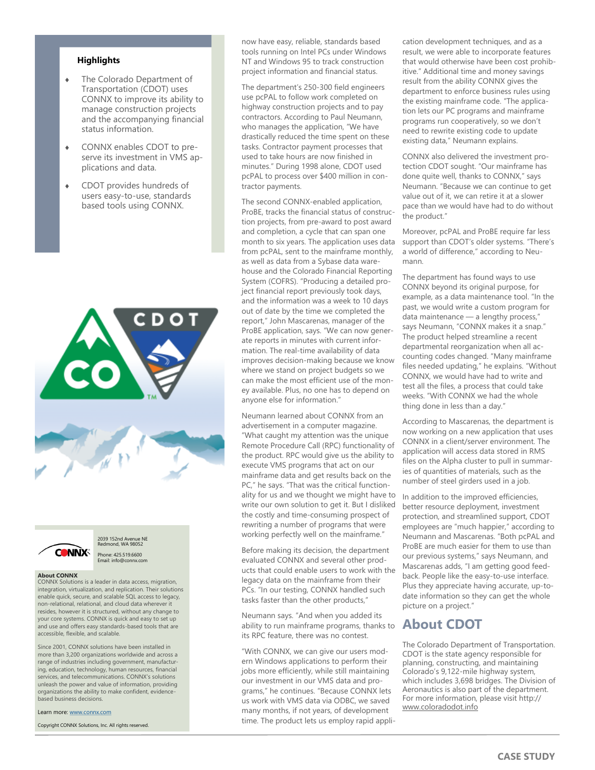## Highlights

- The Colorado Department of Transportation (CDOT) uses CONNX to improve its ability to manage construction projects and the accompanying financial status information.
- CONNX enables CDOT to preserve its investment in VMS applications and data.
- CDOT provides hundreds of users easy-to-use, standards based tools using CONNX.

now have easy, reliable, standards based tools running on Intel PCs under Windows NT and Windows 95 to track construction project information and financial status.

The department's 250-300 field engineers use pcPAL to follow work completed on highway construction projects and to pay contractors. According to Paul Neumann, who manages the application, "We have drastically reduced the time spent on these tasks. Contractor payment processes that used to take hours are now finished in minutes." During 1998 alone, CDOT used pcPAL to process over $400 million in contractor payments.

The second CONNX-enabled application, ProBE, tracks the financial status of construction projects, from pre-award to post award and completion, a cycle that can span one month to six years. The application uses data from pcPAL, sent to the mainframe monthly, as well as data from a Sybase data warehouse and the Colorado Financial Reporting System (COFRS). "Producing a detailed project financial report previously took days, and the information was a week to 10 days out of date by the time we completed the report," John Mascarenas, manager of the ProBE application, says. "We can now generate reports in minutes with current information. The real-time availability of data improves decision-making because we know where we stand on project budgets so we can make the most efficient use of the money available. Plus, no one has to depend on anyone else for information."

Neumann learned about CONNX from an advertisement in a computer magazine. "What caught my attention was the unique Remote Procedure Call (RPC) functionality of the product. RPC would give us the ability to execute VMS programs that act on our mainframe data and get results back on the PC," he says. "That was the critical functionality for us and we thought we might have to write our own solution to get it. But I disliked the costly and time-consuming prospect of rewriting a number of programs that were working perfectly well on the mainframe."

Before making its decision, the department evaluated CONNX and several other products that could enable users to work with the legacy data on the mainframe from their PCs. "In our testing, CONNX handled such tasks faster than the other products,"

Neumann says. "And when you added its ability to run mainframe programs, thanks to its RPC feature, there was no contest.

"With CONNX, we can give our users modern Windows applications to perform their jobs more efficiently, while still maintaining our investment in our VMS data and programs," he continues. "Because CONNX lets us work with VMS data via ODBC, we saved many months, if not years, of development time. The product lets us employ rapid application development techniques, and as a result, we were able to incorporate features that would otherwise have been cost prohibitive." Additional time and money savings result from the ability CONNX gives the department to enforce business rules using the existing mainframe code. "The application lets our PC programs and mainframe programs run cooperatively, so we don't need to rewrite existing code to update existing data," Neumann explains.

CONNX also delivered the investment protection CDOT sought. "Our mainframe has done quite well, thanks to CONNX," says Neumann. "Because we can continue to get value out of it, we can retire it at a slower pace than we would have had to do without the product."

Moreover, pcPAL and ProBE require far less support than CDOT's older systems. "There's a world of difference," according to Neumann.

The department has found ways to use CONNX beyond its original purpose, for example, as a data maintenance tool. "In the past, we would write a custom program for data maintenance — a lengthy process," says Neumann, "CONNX makes it a snap." The product helped streamline a recent departmental reorganization when all accounting codes changed. "Many mainframe files needed updating," he explains. "Without CONNX, we would have had to write and test all the files, a process that could take weeks. "With CONNX we had the whole thing done in less than a day."

According to Mascarenas, the department is now working on a new application that uses CONNX in a client/server environment. The application will access data stored in RMS files on the Alpha cluster to pull in summaries of quantities of materials, such as the number of steel girders used in a job.

In addition to the improved efficiencies, better resource deployment, investment protection, and streamlined support, CDOT employees are "much happier," according to Neumann and Mascarenas. "Both pcPAL and ProBE are much easier for them to use than our previous systems," says Neumann, and Mascarenas adds, "I am getting good feedback. People like the easy-to-use interface. Plus they appreciate having accurate, up-to-date information so they can get the whole picture on a project."

## About CDOT

The Colorado Department of Transportation. CDOT is the state agency responsible for planning, constructing, and maintaining Colorado's 9,122-mile highway system, which includes 3,698 bridges. The Division of Aeronautics is also part of the department. For more information, please visit http://www.coloradodot.info

2039 152nd Avenue NE
Redmond, WA 98052

Phone: 425.519.6600
Email: info@connx.com

**About CONNX**
CONNX Solutions is a leader in data access, migration, integration, virtualization, and replication. Their solutions enable quick, secure, and scalable SQL access to legacy, non-relational, relational, and cloud data wherever it resides, however it is structured, without any change to your core systems. CONNX is quick and easy to set up and use and offers easy standards-based tools that are accessible, flexible, and scalable.

Since 2001, CONNX solutions have been installed in more than 3,200 organizations worldwide and across a range of industries including government, manufacturing, education, technology, human resources, financial services, and telecommunications. CONNX's solutions unleash the power and value of information, providing organizations the ability to make confident, evidence-based business decisions.

Learn more: www.connx.com

Copyright CONNX Solutions, Inc. All rights reserved.

CASE STUDY